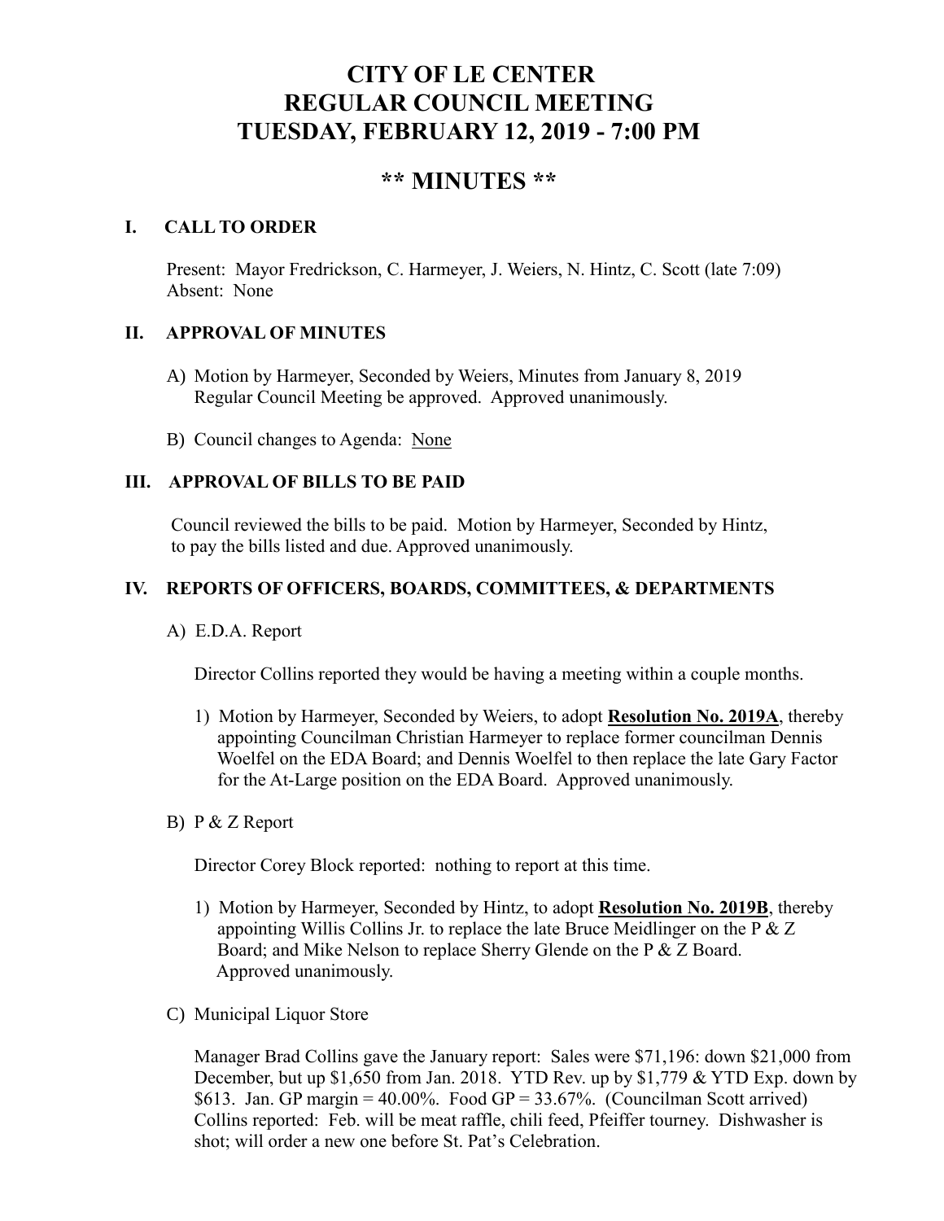# CITY OF LE CENTER
# REGULAR COUNCIL MEETING
# TUESDAY, FEBRUARY 12, 2019 - 7:00 PM

## ** MINUTES **

### I. CALL TO ORDER

Present: Mayor Fredrickson, C. Harmeyer, J. Weiers, N. Hintz, C. Scott (late 7:09)
Absent: None

### II. APPROVAL OF MINUTES

A) Motion by Harmeyer, Seconded by Weiers, Minutes from January 8, 2019 Regular Council Meeting be approved. Approved unanimously.

B) Council changes to Agenda: None

### III. APPROVAL OF BILLS TO BE PAID

Council reviewed the bills to be paid. Motion by Harmeyer, Seconded by Hintz, to pay the bills listed and due. Approved unanimously.

### IV. REPORTS OF OFFICERS, BOARDS, COMMITTEES, & DEPARTMENTS

A) E.D.A. Report

Director Collins reported they would be having a meeting within a couple months.

1) Motion by Harmeyer, Seconded by Weiers, to adopt **Resolution No. 2019A**, thereby appointing Councilman Christian Harmeyer to replace former councilman Dennis Woelfel on the EDA Board; and Dennis Woelfel to then replace the late Gary Factor for the At-Large position on the EDA Board. Approved unanimously.

B) P & Z Report

Director Corey Block reported: nothing to report at this time.

1) Motion by Harmeyer, Seconded by Hintz, to adopt **Resolution No. 2019B**, thereby appointing Willis Collins Jr. to replace the late Bruce Meidlinger on the P & Z Board; and Mike Nelson to replace Sherry Glende on the P & Z Board. Approved unanimously.

C) Municipal Liquor Store

Manager Brad Collins gave the January report: Sales were $71,196: down $21,000 from December, but up $1,650 from Jan. 2018. YTD Rev. up by $1,779 & YTD Exp. down by $613. Jan. GP margin = 40.00%. Food GP = 33.67%. (Councilman Scott arrived) Collins reported: Feb. will be meat raffle, chili feed, Pfeiffer tourney. Dishwasher is shot; will order a new one before St. Pat's Celebration.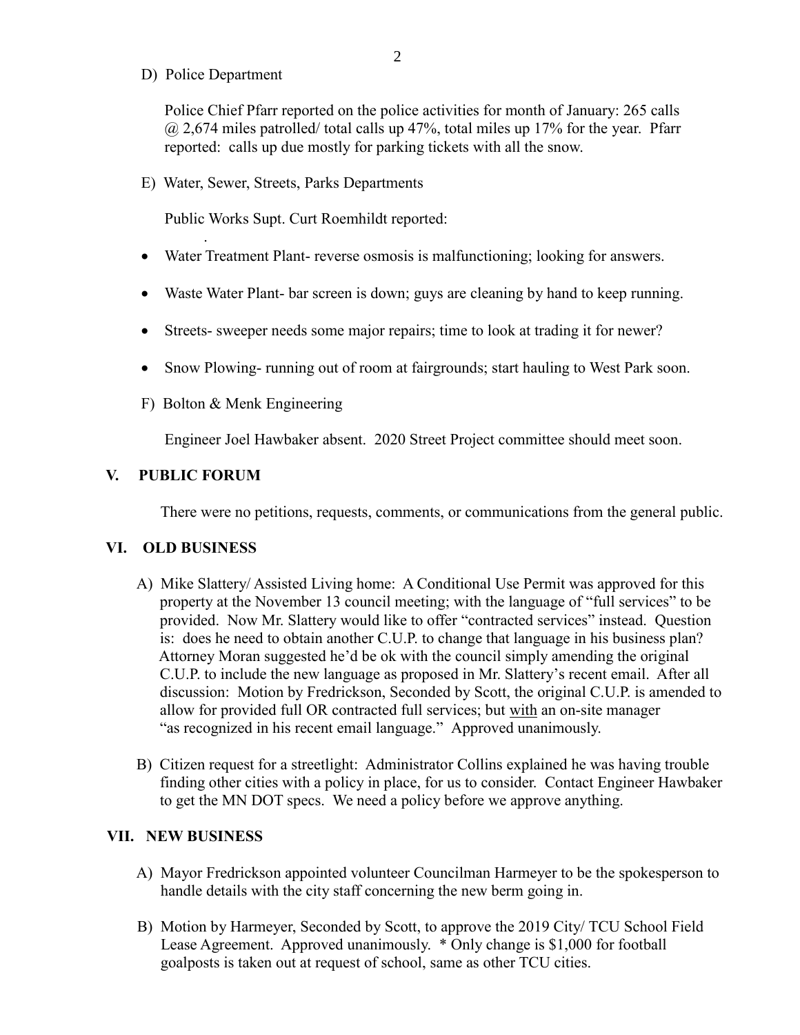D) Police Department

Police Chief Pfarr reported on the police activities for month of January: 265 calls @ 2,674 miles patrolled/ total calls up 47%, total miles up 17% for the year. Pfarr reported: calls up due mostly for parking tickets with all the snow.

E) Water, Sewer, Streets, Parks Departments

Public Works Supt. Curt Roemhildt reported:

- Water Treatment Plant- reverse osmosis is malfunctioning; looking for answers.
- Waste Water Plant- bar screen is down; guys are cleaning by hand to keep running.
- Streets- sweeper needs some major repairs; time to look at trading it for newer?
- Snow Plowing- running out of room at fairgrounds; start hauling to West Park soon.

F) Bolton & Menk Engineering

Engineer Joel Hawbaker absent. 2020 Street Project committee should meet soon.

## V. PUBLIC FORUM

There were no petitions, requests, comments, or communications from the general public.

## VI. OLD BUSINESS

A) Mike Slattery/ Assisted Living home: A Conditional Use Permit was approved for this property at the November 13 council meeting; with the language of "full services" to be provided. Now Mr. Slattery would like to offer "contracted services" instead. Question is: does he need to obtain another C.U.P. to change that language in his business plan? Attorney Moran suggested he'd be ok with the council simply amending the original C.U.P. to include the new language as proposed in Mr. Slattery's recent email. After all discussion: Motion by Fredrickson, Seconded by Scott, the original C.U.P. is amended to allow for provided full OR contracted full services; but <u>with</u> an on-site manager "as recognized in his recent email language." Approved unanimously.

B) Citizen request for a streetlight: Administrator Collins explained he was having trouble finding other cities with a policy in place, for us to consider. Contact Engineer Hawbaker to get the MN DOT specs. We need a policy before we approve anything.

## VII. NEW BUSINESS

A) Mayor Fredrickson appointed volunteer Councilman Harmeyer to be the spokesperson to handle details with the city staff concerning the new berm going in.

B) Motion by Harmeyer, Seconded by Scott, to approve the 2019 City/ TCU School Field Lease Agreement. Approved unanimously. * Only change is $1,000 for football goalposts is taken out at request of school, same as other TCU cities.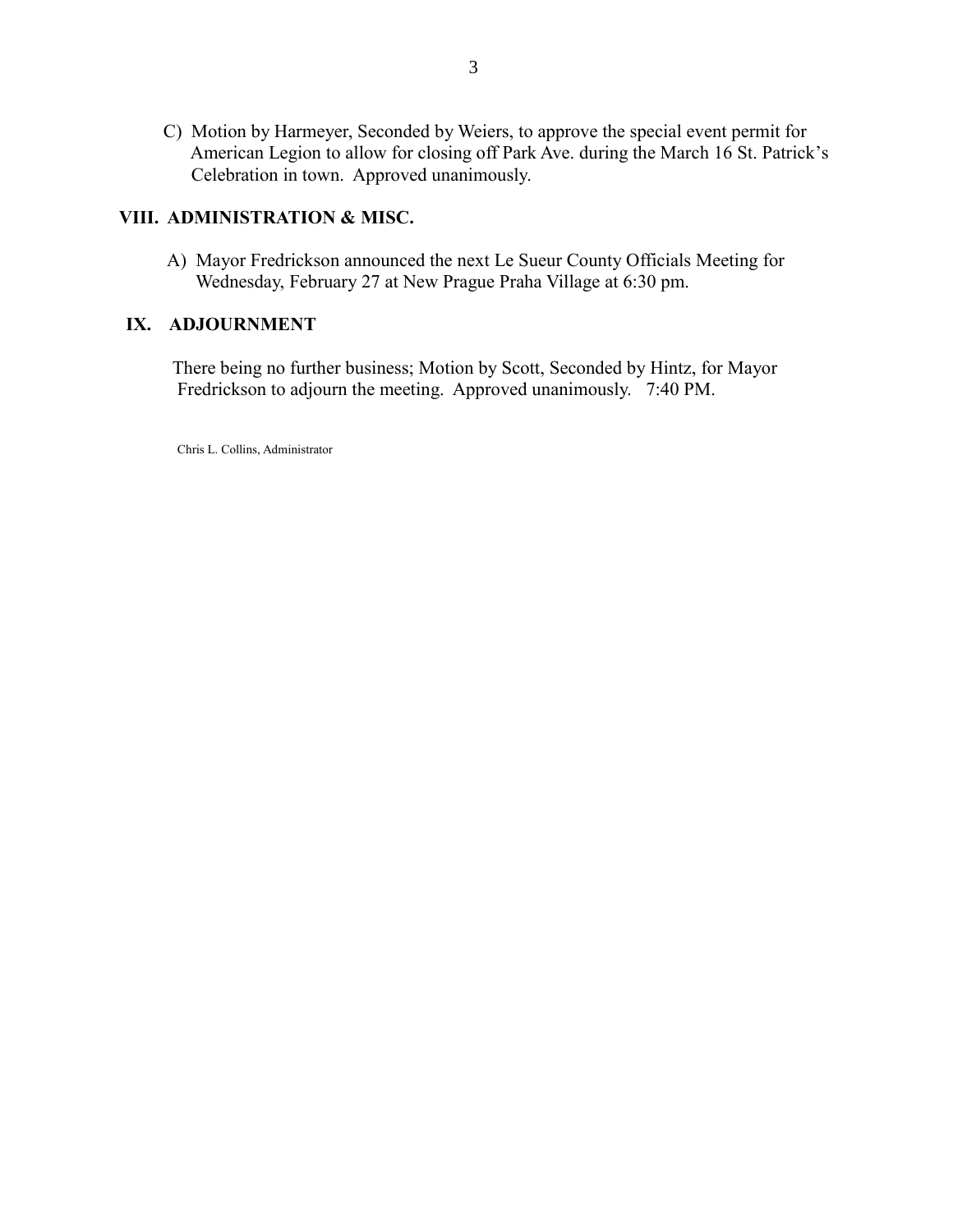C) Motion by Harmeyer, Seconded by Weiers, to approve the special event permit for American Legion to allow for closing off Park Ave. during the March 16 St. Patrick's Celebration in town. Approved unanimously.

## VIII. ADMINISTRATION & MISC.

A) Mayor Fredrickson announced the next Le Sueur County Officials Meeting for Wednesday, February 27 at New Prague Praha Village at 6:30 pm.

## IX. ADJOURNMENT

There being no further business; Motion by Scott, Seconded by Hintz, for Mayor Fredrickson to adjourn the meeting. Approved unanimously. 7:40 PM.

Chris L. Collins, Administrator